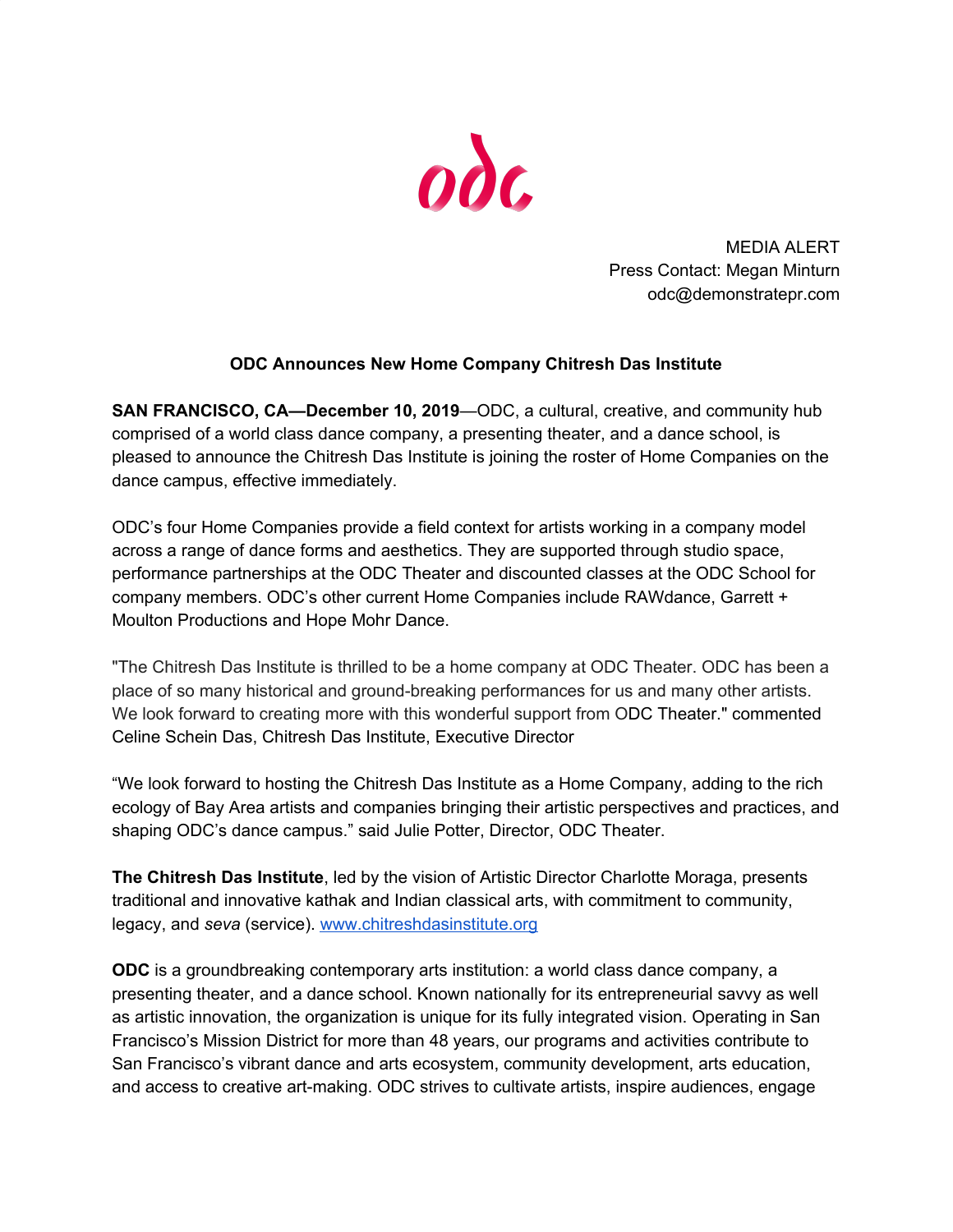odc

MEDIA ALERT
Press Contact: Megan Minturn
odc@demonstratepr.com

**ODC Announces New Home Company Chitresh Das Institute**

**SAN FRANCISCO, CA—December 10, 2019**—ODC, a cultural, creative, and community hub comprised of a world class dance company, a presenting theater, and a dance school, is pleased to announce the Chitresh Das Institute is joining the roster of Home Companies on the dance campus, effective immediately.

ODC's four Home Companies provide a field context for artists working in a company model across a range of dance forms and aesthetics. They are supported through studio space, performance partnerships at the ODC Theater and discounted classes at the ODC School for company members. ODC's other current Home Companies include RAWdance, Garrett + Moulton Productions and Hope Mohr Dance.

"The Chitresh Das Institute is thrilled to be a home company at ODC Theater. ODC has been a place of so many historical and ground-breaking performances for us and many other artists. We look forward to creating more with this wonderful support from ODC Theater." commented Celine Schein Das, Chitresh Das Institute, Executive Director

"We look forward to hosting the Chitresh Das Institute as a Home Company, adding to the rich ecology of Bay Area artists and companies bringing their artistic perspectives and practices, and shaping ODC's dance campus." said Julie Potter, Director, ODC Theater.

**The Chitresh Das Institute**, led by the vision of Artistic Director Charlotte Moraga, presents traditional and innovative kathak and Indian classical arts, with commitment to community, legacy, and *seva* (service). [www.chitreshdasinstitute.org](http://www.chitreshdasinstitute.org)

**ODC** is a groundbreaking contemporary arts institution: a world class dance company, a presenting theater, and a dance school. Known nationally for its entrepreneurial savvy as well as artistic innovation, the organization is unique for its fully integrated vision. Operating in San Francisco's Mission District for more than 48 years, our programs and activities contribute to San Francisco's vibrant dance and arts ecosystem, community development, arts education, and access to creative art-making. ODC strives to cultivate artists, inspire audiences, engage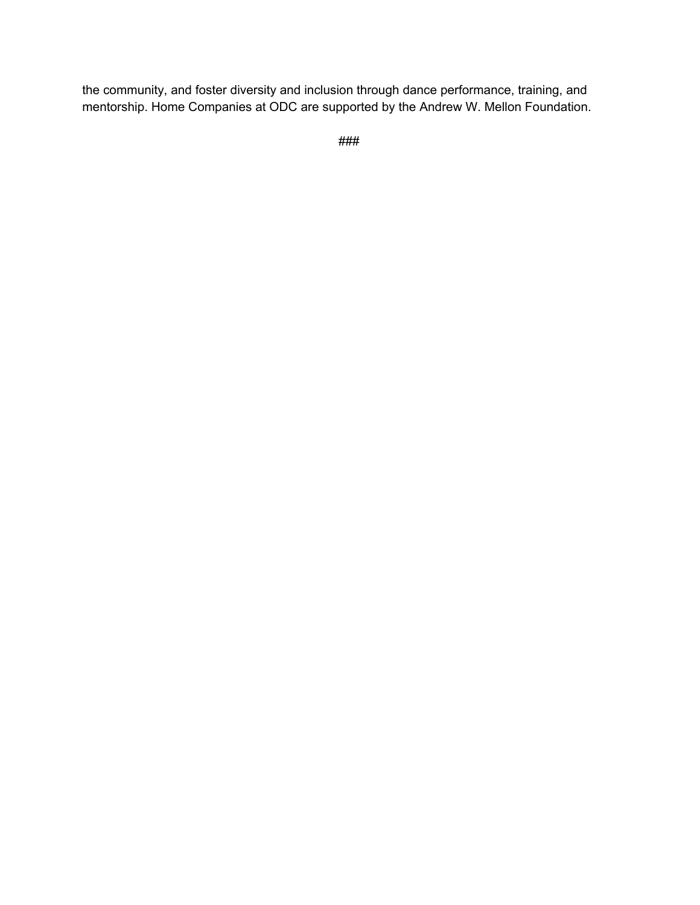the community, and foster diversity and inclusion through dance performance, training, and mentorship. Home Companies at ODC are supported by the Andrew W. Mellon Foundation.

###